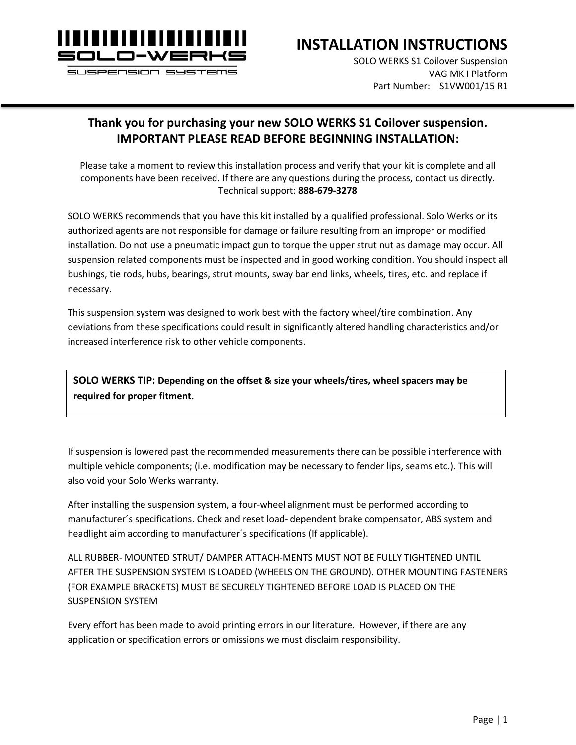# INSTALLATION INSTRUCTIONS

SOLO WERKS S1 Coilover Suspension
VAG MK I Platform
Part Number: S1VW001/15 R1

## Thank you for purchasing your new SOLO WERKS S1 Coilover suspension. IMPORTANT PLEASE READ BEFORE BEGINNING INSTALLATION:

Please take a moment to review this installation process and verify that your kit is complete and all components have been received. If there are any questions during the process, contact us directly. Technical support: **888-679-3278**

SOLO WERKS recommends that you have this kit installed by a qualified professional. Solo Werks or its authorized agents are not responsible for damage or failure resulting from an improper or modified installation. Do not use a pneumatic impact gun to torque the upper strut nut as damage may occur. All suspension related components must be inspected and in good working condition. You should inspect all bushings, tie rods, hubs, bearings, strut mounts, sway bar end links, wheels, tires, etc. and replace if necessary.

This suspension system was designed to work best with the factory wheel/tire combination. Any deviations from these specifications could result in significantly altered handling characteristics and/or increased interference risk to other vehicle components.

> **SOLO WERKS TIP: Depending on the offset & size your wheels/tires, wheel spacers may be required for proper fitment.**

If suspension is lowered past the recommended measurements there can be possible interference with multiple vehicle components; (i.e. modification may be necessary to fender lips, seams etc.). This will also void your Solo Werks warranty.

After installing the suspension system, a four-wheel alignment must be performed according to manufacturer´s specifications. Check and reset load- dependent brake compensator, ABS system and headlight aim according to manufacturer´s specifications (If applicable).

ALL RUBBER- MOUNTED STRUT/ DAMPER ATTACH-MENTS MUST NOT BE FULLY TIGHTENED UNTIL AFTER THE SUSPENSION SYSTEM IS LOADED (WHEELS ON THE GROUND). OTHER MOUNTING FASTENERS (FOR EXAMPLE BRACKETS) MUST BE SECURELY TIGHTENED BEFORE LOAD IS PLACED ON THE SUSPENSION SYSTEM

Every effort has been made to avoid printing errors in our literature. However, if there are any application or specification errors or omissions we must disclaim responsibility.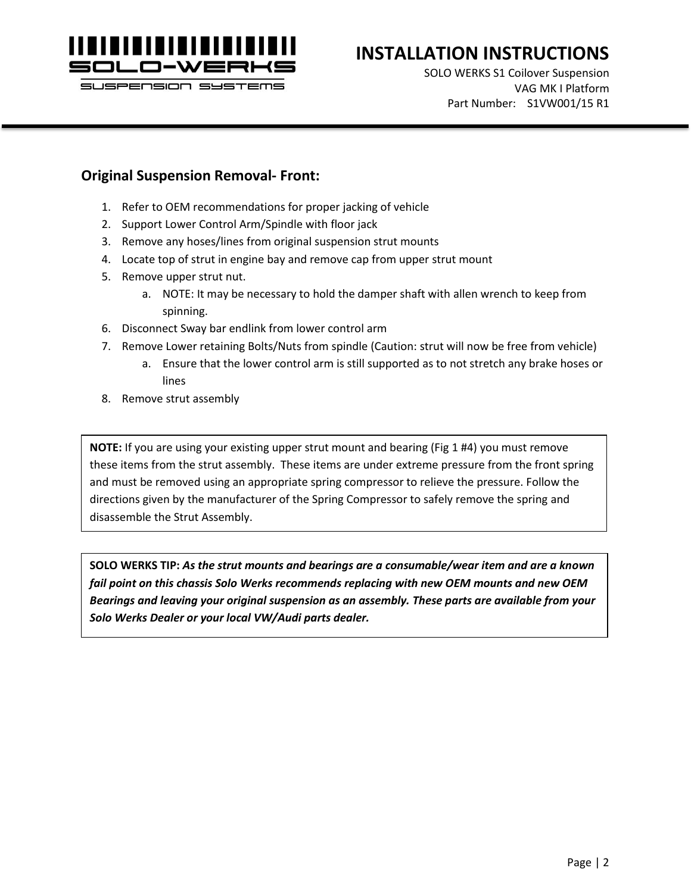## Original Suspension Removal- Front:

1. Refer to OEM recommendations for proper jacking of vehicle
2. Support Lower Control Arm/Spindle with floor jack
3. Remove any hoses/lines from original suspension strut mounts
4. Locate top of strut in engine bay and remove cap from upper strut mount
5. Remove upper strut nut.
   a. NOTE: It may be necessary to hold the damper shaft with allen wrench to keep from spinning.
6. Disconnect Sway bar endlink from lower control arm
7. Remove Lower retaining Bolts/Nuts from spindle (Caution: strut will now be free from vehicle)
   a. Ensure that the lower control arm is still supported as to not stretch any brake hoses or lines
8. Remove strut assembly

**NOTE:** If you are using your existing upper strut mount and bearing (Fig 1 #4) you must remove these items from the strut assembly. These items are under extreme pressure from the front spring and must be removed using an appropriate spring compressor to relieve the pressure. Follow the directions given by the manufacturer of the Spring Compressor to safely remove the spring and disassemble the Strut Assembly.

**SOLO WERKS TIP:** ***As the strut mounts and bearings are a consumable/wear item and are a known fail point on this chassis Solo Werks recommends replacing with new OEM mounts and new OEM Bearings and leaving your original suspension as an assembly. These parts are available from your Solo Werks Dealer or your local VW/Audi parts dealer.***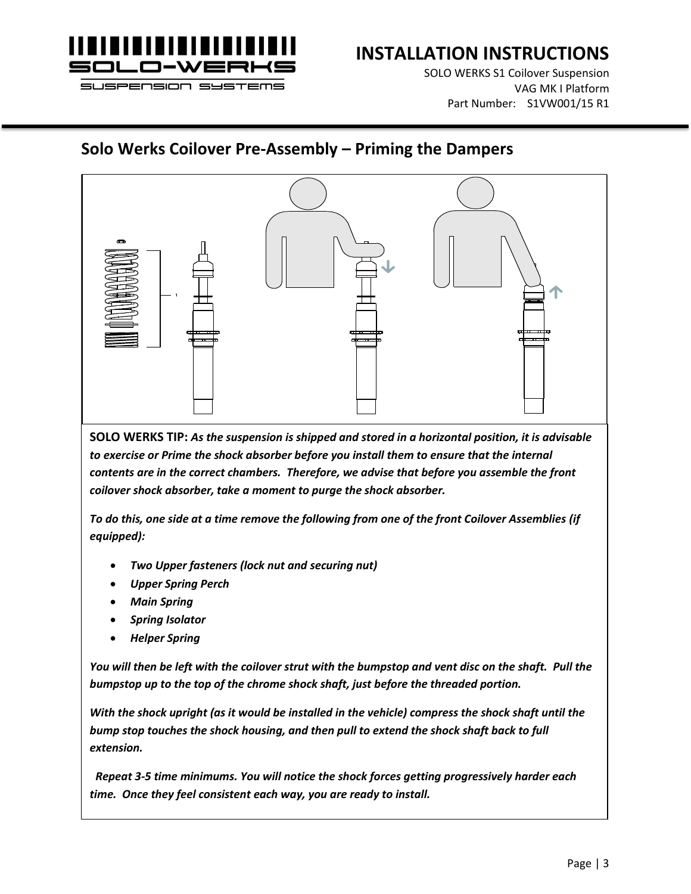## Solo Werks Coilover Pre-Assembly – Priming the Dampers

**SOLO WERKS TIP:** ***As the suspension is shipped and stored in a horizontal position, it is advisable to exercise or Prime the shock absorber before you install them to ensure that the internal contents are in the correct chambers. Therefore, we advise that before you assemble the front coilover shock absorber, take a moment to purge the shock absorber.***

***To do this, one side at a time remove the following from one of the front Coilover Assemblies (if equipped):***

- ***Two Upper fasteners (lock nut and securing nut)***
- ***Upper Spring Perch***
- ***Main Spring***
- ***Spring Isolator***
- ***Helper Spring***

***You will then be left with the coilover strut with the bumpstop and vent disc on the shaft. Pull the bumpstop up to the top of the chrome shock shaft, just before the threaded portion.***

***With the shock upright (as it would be installed in the vehicle) compress the shock shaft until the bump stop touches the shock housing, and then pull to extend the shock shaft back to full extension.***

***Repeat 3-5 time minimums. You will notice the shock forces getting progressively harder each time. Once they feel consistent each way, you are ready to install.***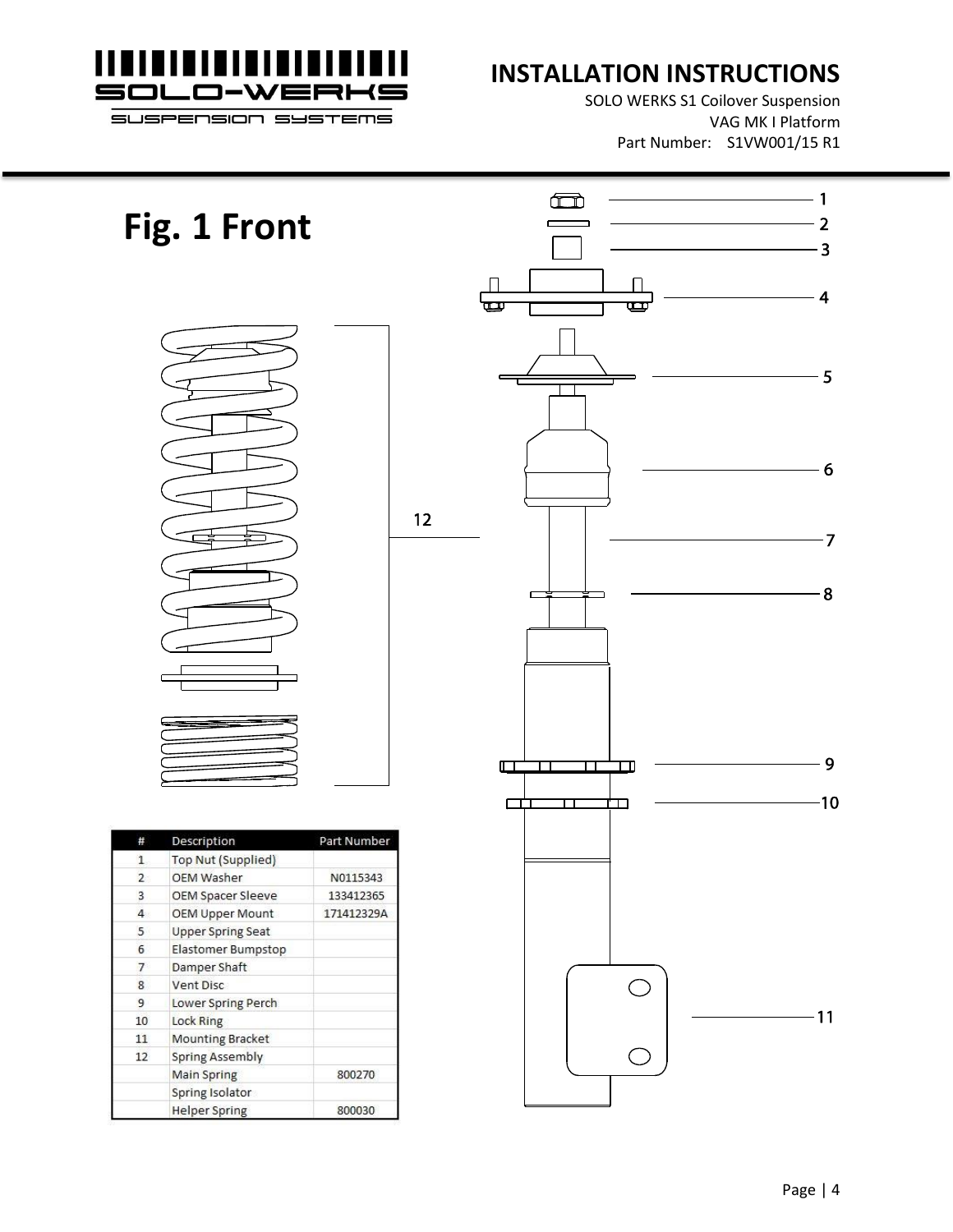# Fig. 1 Front

| # | Description | Part Number |
|---|---|---|
| 1 | Top Nut (Supplied) | |
| 2 | OEM Washer | N0115343 |
| 3 | OEM Spacer Sleeve | 133412365 |
| 4 | OEM Upper Mount | 171412329A |
| 5 | Upper Spring Seat | |
| 6 | Elastomer Bumpstop | |
| 7 | Damper Shaft | |
| 8 | Vent Disc | |
| 9 | Lower Spring Perch | |
| 10 | Lock Ring | |
| 11 | Mounting Bracket | |
| 12 | Spring Assembly | |
| | Main Spring | 800270 |
| | Spring Isolator | |
| | Helper Spring | 800030 |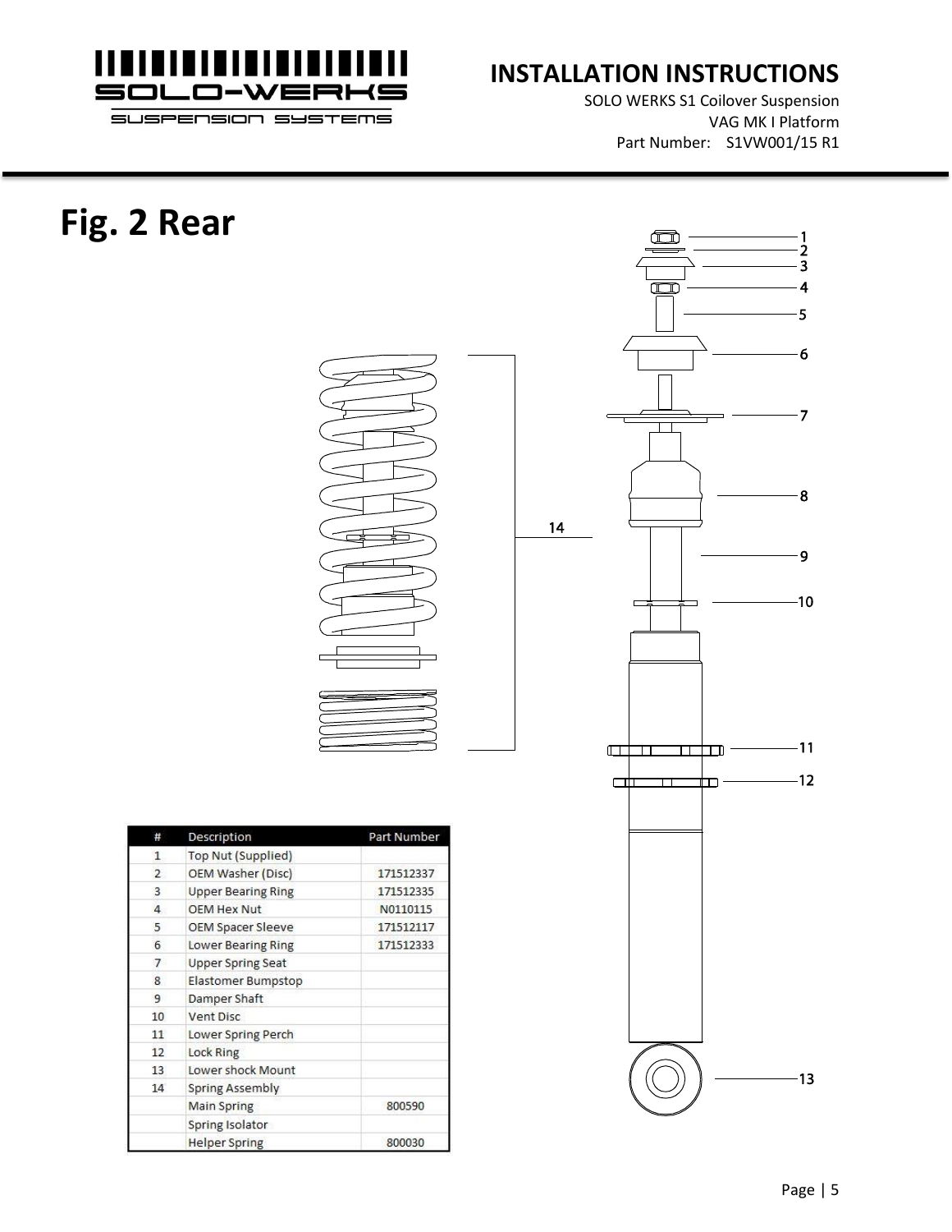# Fig. 2 Rear

| # | Description | Part Number |
| --- | --- | --- |
| 1 | Top Nut (Supplied) | |
| 2 | OEM Washer (Disc) | 171512337 |
| 3 | Upper Bearing Ring | 171512335 |
| 4 | OEM Hex Nut | N0110115 |
| 5 | OEM Spacer Sleeve | 171512117 |
| 6 | Lower Bearing Ring | 171512333 |
| 7 | Upper Spring Seat | |
| 8 | Elastomer Bumpstop | |
| 9 | Damper Shaft | |
| 10 | Vent Disc | |
| 11 | Lower Spring Perch | |
| 12 | Lock Ring | |
| 13 | Lower shock Mount | |
| 14 | Spring Assembly | |
| | Main Spring | 800590 |
| | Spring Isolator | |
| | Helper Spring | 800030 |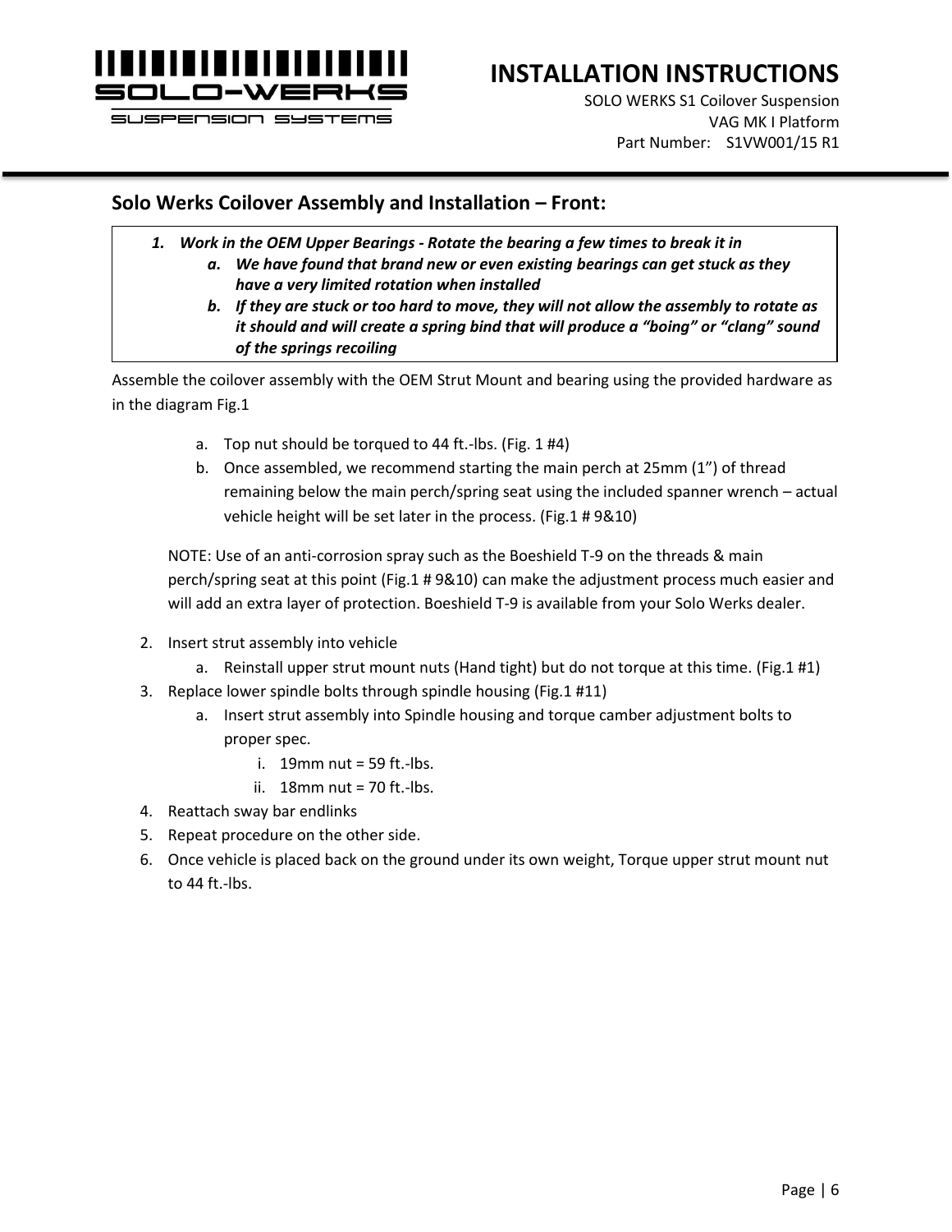## Solo Werks Coilover Assembly and Installation – Front:

1. ***Work in the OEM Upper Bearings - Rotate the bearing a few times to break it in***
   a. ***We have found that brand new or even existing bearings can get stuck as they have a very limited rotation when installed***
   b. ***If they are stuck or too hard to move, they will not allow the assembly to rotate as it should and will create a spring bind that will produce a "boing" or "clang" sound of the springs recoiling***

Assemble the coilover assembly with the OEM Strut Mount and bearing using the provided hardware as in the diagram Fig.1

   a. Top nut should be torqued to 44 ft.-lbs. (Fig. 1 #4)
   b. Once assembled, we recommend starting the main perch at 25mm (1") of thread remaining below the main perch/spring seat using the included spanner wrench – actual vehicle height will be set later in the process. (Fig.1 # 9&10)

   NOTE: Use of an anti-corrosion spray such as the Boeshield T-9 on the threads & main perch/spring seat at this point (Fig.1 # 9&10) can make the adjustment process much easier and will add an extra layer of protection. Boeshield T-9 is available from your Solo Werks dealer.

2. Insert strut assembly into vehicle
   a. Reinstall upper strut mount nuts (Hand tight) but do not torque at this time. (Fig.1 #1)
3. Replace lower spindle bolts through spindle housing (Fig.1 #11)
   a. Insert strut assembly into Spindle housing and torque camber adjustment bolts to proper spec.
      i. 19mm nut = 59 ft.-lbs.
      ii. 18mm nut = 70 ft.-lbs.
4. Reattach sway bar endlinks
5. Repeat procedure on the other side.
6. Once vehicle is placed back on the ground under its own weight, Torque upper strut mount nut to 44 ft.-lbs.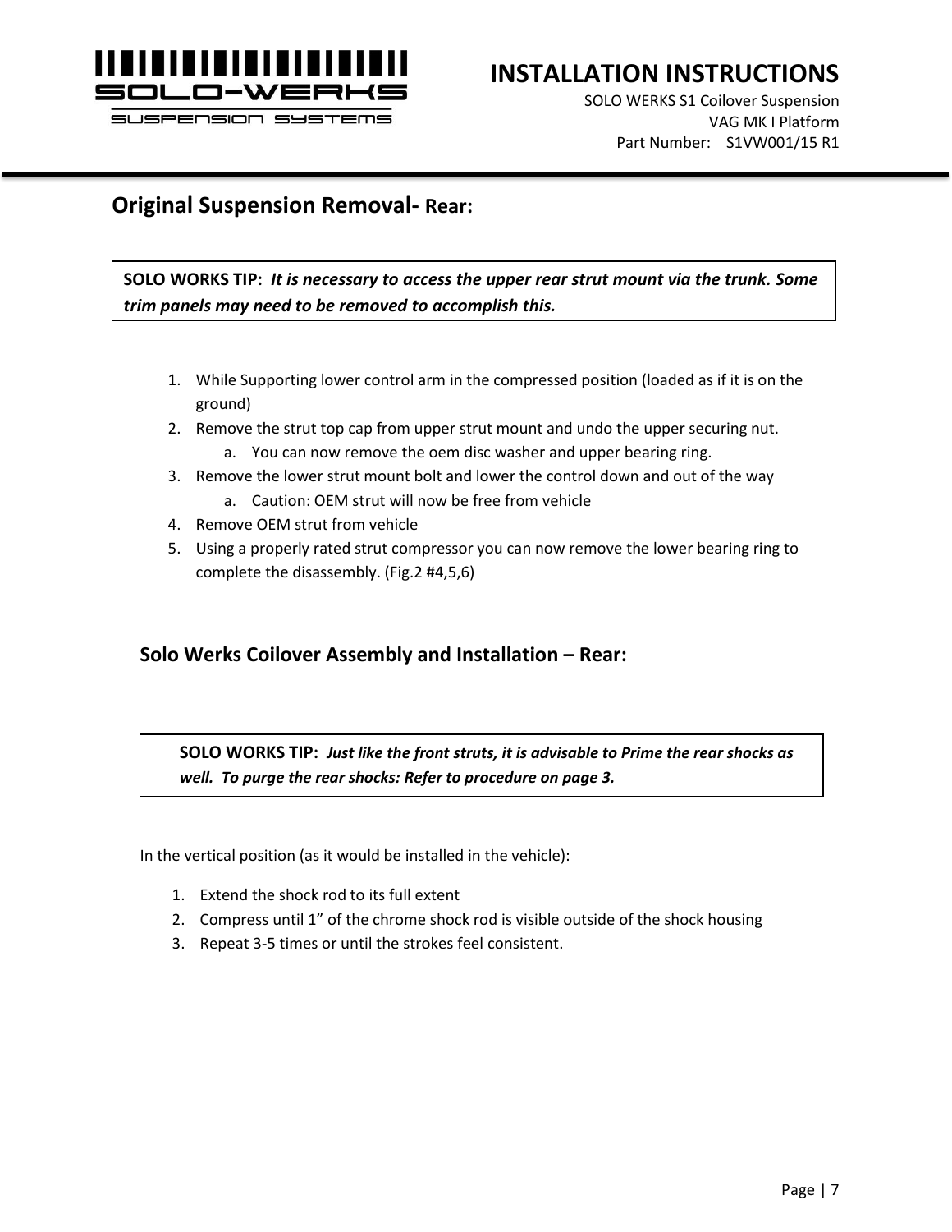## Original Suspension Removal- Rear:

> **SOLO WORKS TIP:** ***It is necessary to access the upper rear strut mount via the trunk. Some trim panels may need to be removed to accomplish this.***

1. While Supporting lower control arm in the compressed position (loaded as if it is on the ground)
2. Remove the strut top cap from upper strut mount and undo the upper securing nut.
    a. You can now remove the oem disc washer and upper bearing ring.
3. Remove the lower strut mount bolt and lower the control down and out of the way
    a. Caution: OEM strut will now be free from vehicle
4. Remove OEM strut from vehicle
5. Using a properly rated strut compressor you can now remove the lower bearing ring to complete the disassembly. (Fig.2 #4,5,6)

## Solo Werks Coilover Assembly and Installation – Rear:

> **SOLO WORKS TIP:** ***Just like the front struts, it is advisable to Prime the rear shocks as well. To purge the rear shocks: Refer to procedure on page 3.***

In the vertical position (as it would be installed in the vehicle):

1. Extend the shock rod to its full extent
2. Compress until 1" of the chrome shock rod is visible outside of the shock housing
3. Repeat 3-5 times or until the strokes feel consistent.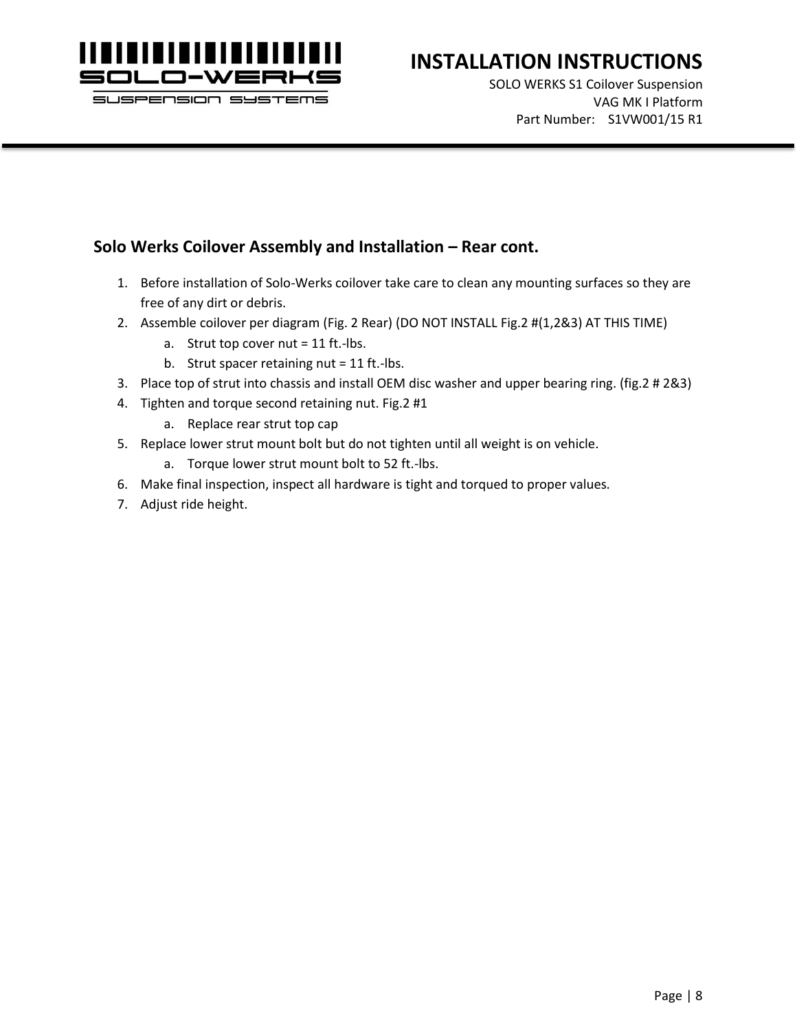## Solo Werks Coilover Assembly and Installation – Rear cont.

1. Before installation of Solo-Werks coilover take care to clean any mounting surfaces so they are free of any dirt or debris.
2. Assemble coilover per diagram (Fig. 2 Rear) (DO NOT INSTALL Fig.2 #(1,2&3) AT THIS TIME)
   a. Strut top cover nut = 11 ft.-lbs.
   b. Strut spacer retaining nut = 11 ft.-lbs.
3. Place top of strut into chassis and install OEM disc washer and upper bearing ring. (fig.2 # 2&3)
4. Tighten and torque second retaining nut. Fig.2 #1
   a. Replace rear strut top cap
5. Replace lower strut mount bolt but do not tighten until all weight is on vehicle.
   a. Torque lower strut mount bolt to 52 ft.-lbs.
6. Make final inspection, inspect all hardware is tight and torqued to proper values.
7. Adjust ride height.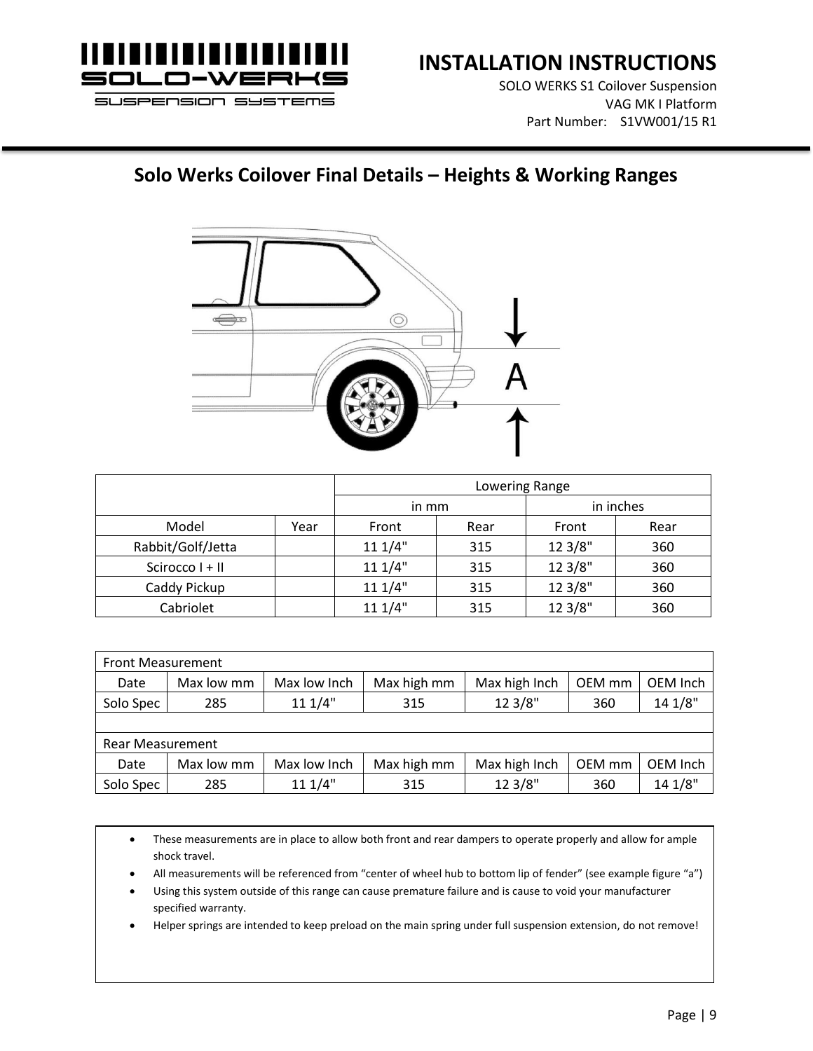# Solo Werks Coilover Final Details – Heights & Working Ranges

| | | Lowering Range | | | |
|---|---|---|---|---|---|
| | | in mm | | in inches | |
| Model | Year | Front | Rear | Front | Rear |
| Rabbit/Golf/Jetta | | 11 1/4" | 315 | 12 3/8" | 360 |
| Scirocco I + II | | 11 1/4" | 315 | 12 3/8" | 360 |
| Caddy Pickup | | 11 1/4" | 315 | 12 3/8" | 360 |
| Cabriolet | | 11 1/4" | 315 | 12 3/8" | 360 |

| Front Measurement | | | | | | |
|---|---|---|---|---|---|---|
| Date | Max low mm | Max low Inch | Max high mm | Max high Inch | OEM mm | OEM Inch |
| Solo Spec | 285 | 11 1/4" | 315 | 12 3/8" | 360 | 14 1/8" |
| | | | | | | |
| Rear Measurement | | | | | | |
| Date | Max low mm | Max low Inch | Max high mm | Max high Inch | OEM mm | OEM Inch |
| Solo Spec | 285 | 11 1/4" | 315 | 12 3/8" | 360 | 14 1/8" |

- These measurements are in place to allow both front and rear dampers to operate properly and allow for ample shock travel.
- All measurements will be referenced from "center of wheel hub to bottom lip of fender" (see example figure "a")
- Using this system outside of this range can cause premature failure and is cause to void your manufacturer specified warranty.
- Helper springs are intended to keep preload on the main spring under full suspension extension, do not remove!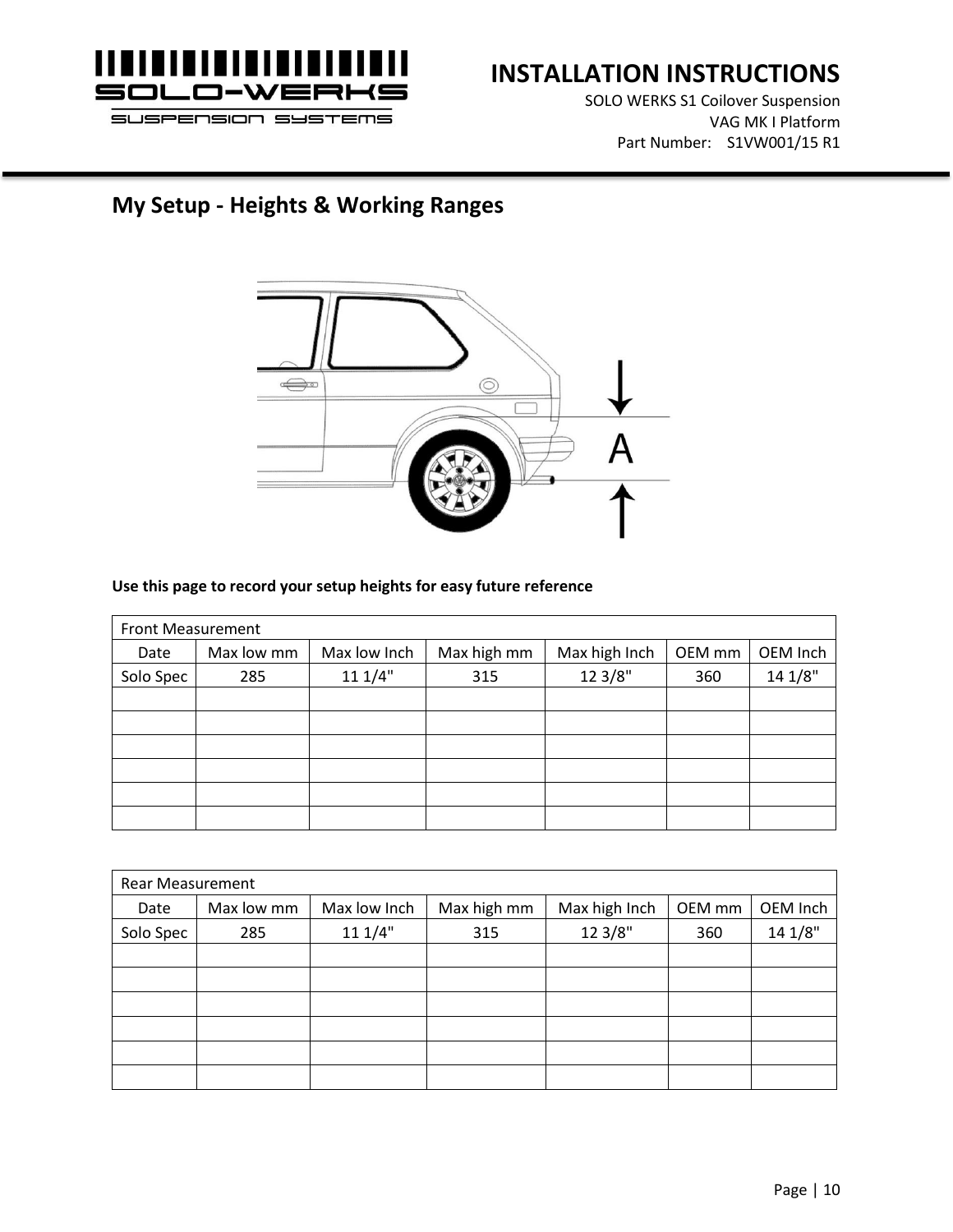## My Setup - Heights & Working Ranges

A

**Use this page to record your setup heights for easy future reference**

| Front Measurement | | | | | | |
|---|---|---|---|---|---|---|
| Date | Max low mm | Max low Inch | Max high mm | Max high Inch | OEM mm | OEM Inch |
| Solo Spec | 285 | 11 1/4" | 315 | 12 3/8" | 360 | 14 1/8" |
| | | | | | | |
| | | | | | | |
| | | | | | | |
| | | | | | | |
| | | | | | | |
| | | | | | | |

| Rear Measurement | | | | | | |
|---|---|---|---|---|---|---|
| Date | Max low mm | Max low Inch | Max high mm | Max high Inch | OEM mm | OEM Inch |
| Solo Spec | 285 | 11 1/4" | 315 | 12 3/8" | 360 | 14 1/8" |
| | | | | | | |
| | | | | | | |
| | | | | | | |
| | | | | | | |
| | | | | | | |
| | | | | | | |